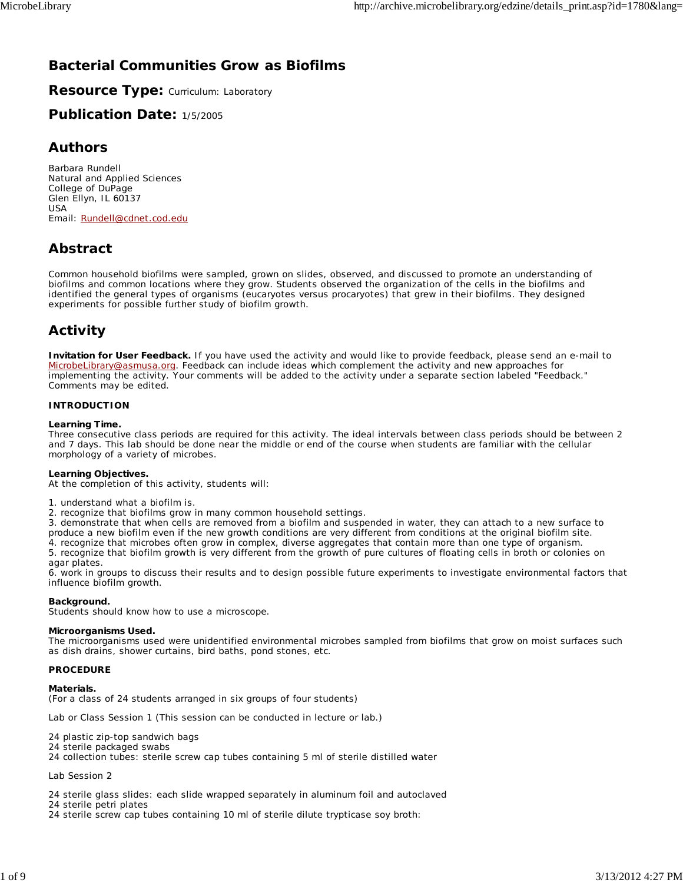# Bacterial Communities Grow as Biofilms

## Resource Type: Curriculum: Laboratory

## Publication Date: 1/5/2005

## Authors

Barbara Rundell
Natural and Applied Sciences
College of DuPage
Glen Ellyn, IL 60137
USA
Email: Rundell@cdnet.cod.edu

## Abstract

Common household biofilms were sampled, grown on slides, observed, and discussed to promote an understanding of biofilms and common locations where they grow. Students observed the organization of the cells in the biofilms and identified the general types of organisms (eucaryotes versus procaryotes) that grew in their biofilms. They designed experiments for possible further study of biofilm growth.

## Activity

**Invitation for User Feedback.** If you have used the activity and would like to provide feedback, please send an e-mail to MicrobeLibrary@asmusa.org. Feedback can include ideas which complement the activity and new approaches for implementing the activity. Your comments will be added to the activity under a separate section labeled "Feedback." Comments may be edited.

**INTRODUCTION**

**Learning Time.**
Three consecutive class periods are required for this activity. The ideal intervals between class periods should be between 2 and 7 days. This lab should be done near the middle or end of the course when students are familiar with the cellular morphology of a variety of microbes.

**Learning Objectives.**
At the completion of this activity, students will:

1. understand what a biofilm is.
2. recognize that biofilms grow in many common household settings.
3. demonstrate that when cells are removed from a biofilm and suspended in water, they can attach to a new surface to produce a new biofilm even if the new growth conditions are very different from conditions at the original biofilm site.
4. recognize that microbes often grow in complex, diverse aggregates that contain more than one type of organism.
5. recognize that biofilm growth is very different from the growth of pure cultures of floating cells in broth or colonies on agar plates.
6. work in groups to discuss their results and to design possible future experiments to investigate environmental factors that influence biofilm growth.

**Background.**
Students should know how to use a microscope.

**Microorganisms Used.**
The microorganisms used were unidentified environmental microbes sampled from biofilms that grow on moist surfaces such as dish drains, shower curtains, bird baths, pond stones, etc.

**PROCEDURE**

**Materials.**
(For a class of 24 students arranged in six groups of four students)

Lab or Class Session 1 (This session can be conducted in lecture or lab.)

24 plastic zip-top sandwich bags
24 sterile packaged swabs
24 collection tubes: sterile screw cap tubes containing 5 ml of sterile distilled water

Lab Session 2

24 sterile glass slides: each slide wrapped separately in aluminum foil and autoclaved
24 sterile petri plates
24 sterile screw cap tubes containing 10 ml of sterile dilute trypticase soy broth: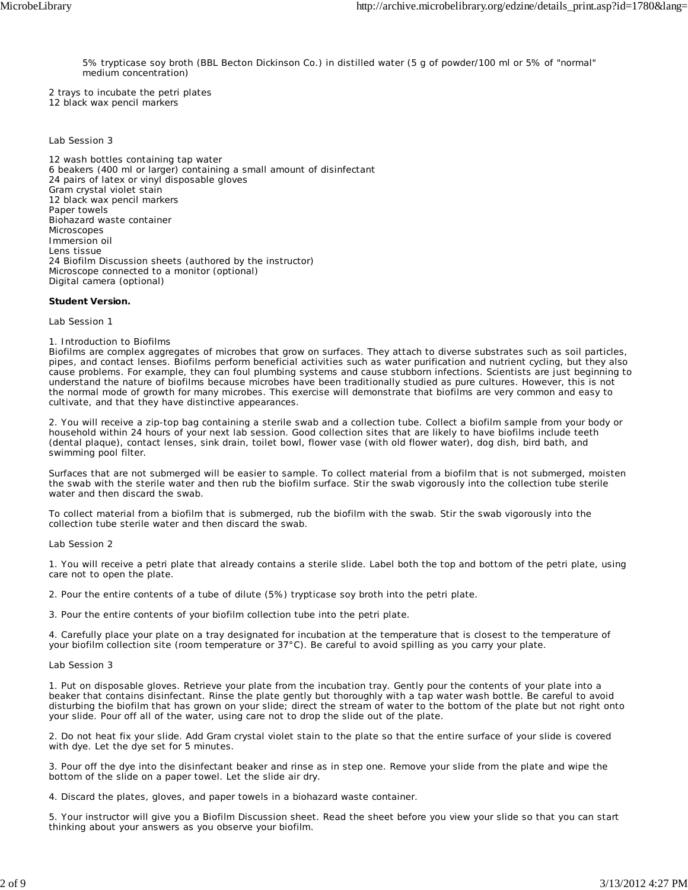5% trypticase soy broth (BBL Becton Dickinson Co.) in distilled water (5 g of powder/100 ml or 5% of "normal" medium concentration)

2 trays to incubate the petri plates
12 black wax pencil markers

Lab Session 3

12 wash bottles containing tap water
6 beakers (400 ml or larger) containing a small amount of disinfectant
24 pairs of latex or vinyl disposable gloves
Gram crystal violet stain
12 black wax pencil markers
Paper towels
Biohazard waste container
Microscopes
Immersion oil
Lens tissue
24 Biofilm Discussion sheets (authored by the instructor)
Microscope connected to a monitor (optional)
Digital camera (optional)

**Student Version.**

Lab Session 1

1. Introduction to Biofilms
Biofilms are complex aggregates of microbes that grow on surfaces. They attach to diverse substrates such as soil particles, pipes, and contact lenses. Biofilms perform beneficial activities such as water purification and nutrient cycling, but they also cause problems. For example, they can foul plumbing systems and cause stubborn infections. Scientists are just beginning to understand the nature of biofilms because microbes have been traditionally studied as pure cultures. However, this is not the normal mode of growth for many microbes. This exercise will demonstrate that biofilms are very common and easy to cultivate, and that they have distinctive appearances.

2. You will receive a zip-top bag containing a sterile swab and a collection tube. Collect a biofilm sample from your body or household within 24 hours of your next lab session. Good collection sites that are likely to have biofilms include teeth (dental plaque), contact lenses, sink drain, toilet bowl, flower vase (with old flower water), dog dish, bird bath, and swimming pool filter.

Surfaces that are not submerged will be easier to sample. To collect material from a biofilm that is not submerged, moisten the swab with the sterile water and then rub the biofilm surface. Stir the swab vigorously into the collection tube sterile water and then discard the swab.

To collect material from a biofilm that is submerged, rub the biofilm with the swab. Stir the swab vigorously into the collection tube sterile water and then discard the swab.

Lab Session 2

1. You will receive a petri plate that already contains a sterile slide. Label both the top and bottom of the petri plate, using care not to open the plate.

2. Pour the entire contents of a tube of dilute (5%) trypticase soy broth into the petri plate.

3. Pour the entire contents of your biofilm collection tube into the petri plate.

4. Carefully place your plate on a tray designated for incubation at the temperature that is closest to the temperature of your biofilm collection site (room temperature or 37°C). Be careful to avoid spilling as you carry your plate.

Lab Session 3

1. Put on disposable gloves. Retrieve your plate from the incubation tray. Gently pour the contents of your plate into a beaker that contains disinfectant. Rinse the plate gently but thoroughly with a tap water wash bottle. Be careful to avoid disturbing the biofilm that has grown on your slide; direct the stream of water to the bottom of the plate but not right onto your slide. Pour off all of the water, using care not to drop the slide out of the plate.

2. Do not heat fix your slide. Add Gram crystal violet stain to the plate so that the entire surface of your slide is covered with dye. Let the dye set for 5 minutes.

3. Pour off the dye into the disinfectant beaker and rinse as in step one. Remove your slide from the plate and wipe the bottom of the slide on a paper towel. Let the slide air dry.

4. Discard the plates, gloves, and paper towels in a biohazard waste container.

5. Your instructor will give you a Biofilm Discussion sheet. Read the sheet before you view your slide so that you can start thinking about your answers as you observe your biofilm.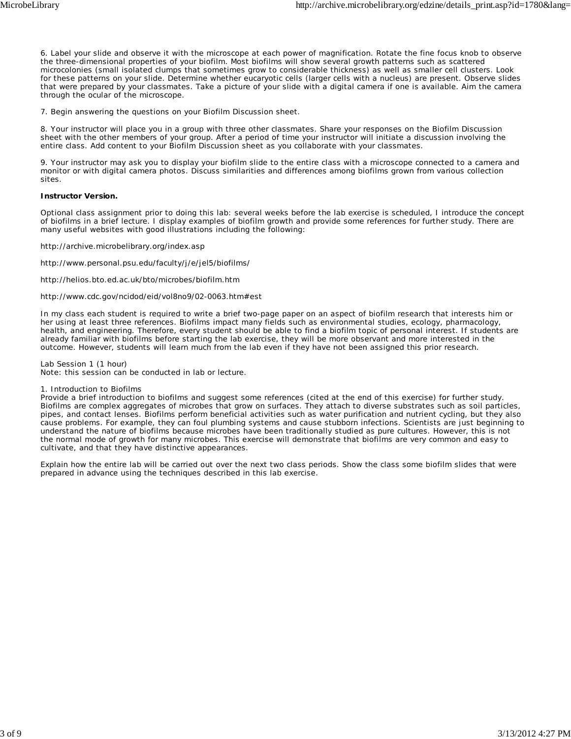6. Label your slide and observe it with the microscope at each power of magnification. Rotate the fine focus knob to observe the three-dimensional properties of your biofilm. Most biofilms will show several growth patterns such as scattered microcolonies (small isolated clumps that sometimes grow to considerable thickness) as well as smaller cell clusters. Look for these patterns on your slide. Determine whether eucaryotic cells (larger cells with a nucleus) are present. Observe slides that were prepared by your classmates. Take a picture of your slide with a digital camera if one is available. Aim the camera through the ocular of the microscope.

7. Begin answering the questions on your Biofilm Discussion sheet.

8. Your instructor will place you in a group with three other classmates. Share your responses on the Biofilm Discussion sheet with the other members of your group. After a period of time your instructor will initiate a discussion involving the entire class. Add content to your Biofilm Discussion sheet as you collaborate with your classmates.

9. Your instructor may ask you to display your biofilm slide to the entire class with a microscope connected to a camera and monitor or with digital camera photos. Discuss similarities and differences among biofilms grown from various collection sites.

**Instructor Version.**

Optional class assignment prior to doing this lab: several weeks before the lab exercise is scheduled, I introduce the concept of biofilms in a brief lecture. I display examples of biofilm growth and provide some references for further study. There are many useful websites with good illustrations including the following:

http://archive.microbelibrary.org/index.asp

http://www.personal.psu.edu/faculty/j/e/jel5/biofilms/

http://helios.bto.ed.ac.uk/bto/microbes/biofilm.htm

http://www.cdc.gov/ncidod/eid/vol8no9/02-0063.htm#est

In my class each student is required to write a brief two-page paper on an aspect of biofilm research that interests him or her using at least three references. Biofilms impact many fields such as environmental studies, ecology, pharmacology, health, and engineering. Therefore, every student should be able to find a biofilm topic of personal interest. If students are already familiar with biofilms before starting the lab exercise, they will be more observant and more interested in the outcome. However, students will learn much from the lab even if they have not been assigned this prior research.

Lab Session 1 (1 hour)
Note: this session can be conducted in lab or lecture.

1. Introduction to Biofilms
Provide a brief introduction to biofilms and suggest some references (cited at the end of this exercise) for further study. Biofilms are complex aggregates of microbes that grow on surfaces. They attach to diverse substrates such as soil particles, pipes, and contact lenses. Biofilms perform beneficial activities such as water purification and nutrient cycling, but they also cause problems. For example, they can foul plumbing systems and cause stubborn infections. Scientists are just beginning to understand the nature of biofilms because microbes have been traditionally studied as pure cultures. However, this is not the normal mode of growth for many microbes. This exercise will demonstrate that biofilms are very common and easy to cultivate, and that they have distinctive appearances.

Explain how the entire lab will be carried out over the next two class periods. Show the class some biofilm slides that were prepared in advance using the techniques described in this lab exercise.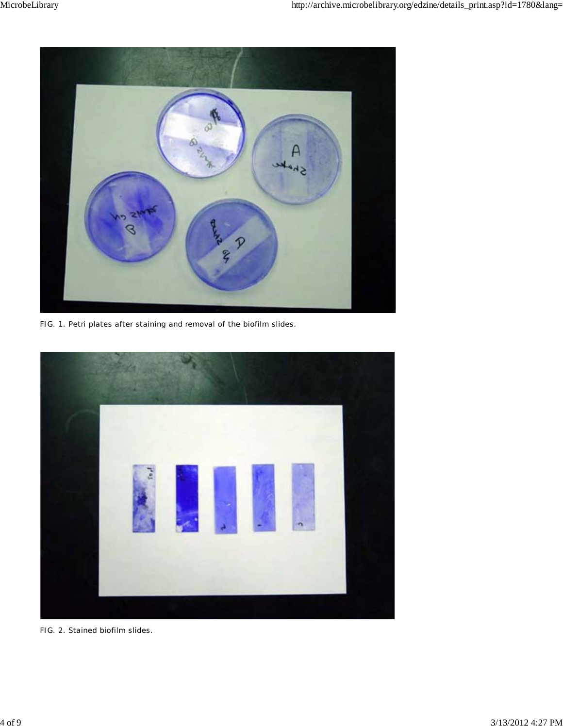FIG. 1. Petri plates after staining and removal of the biofilm slides.

FIG. 2. Stained biofilm slides.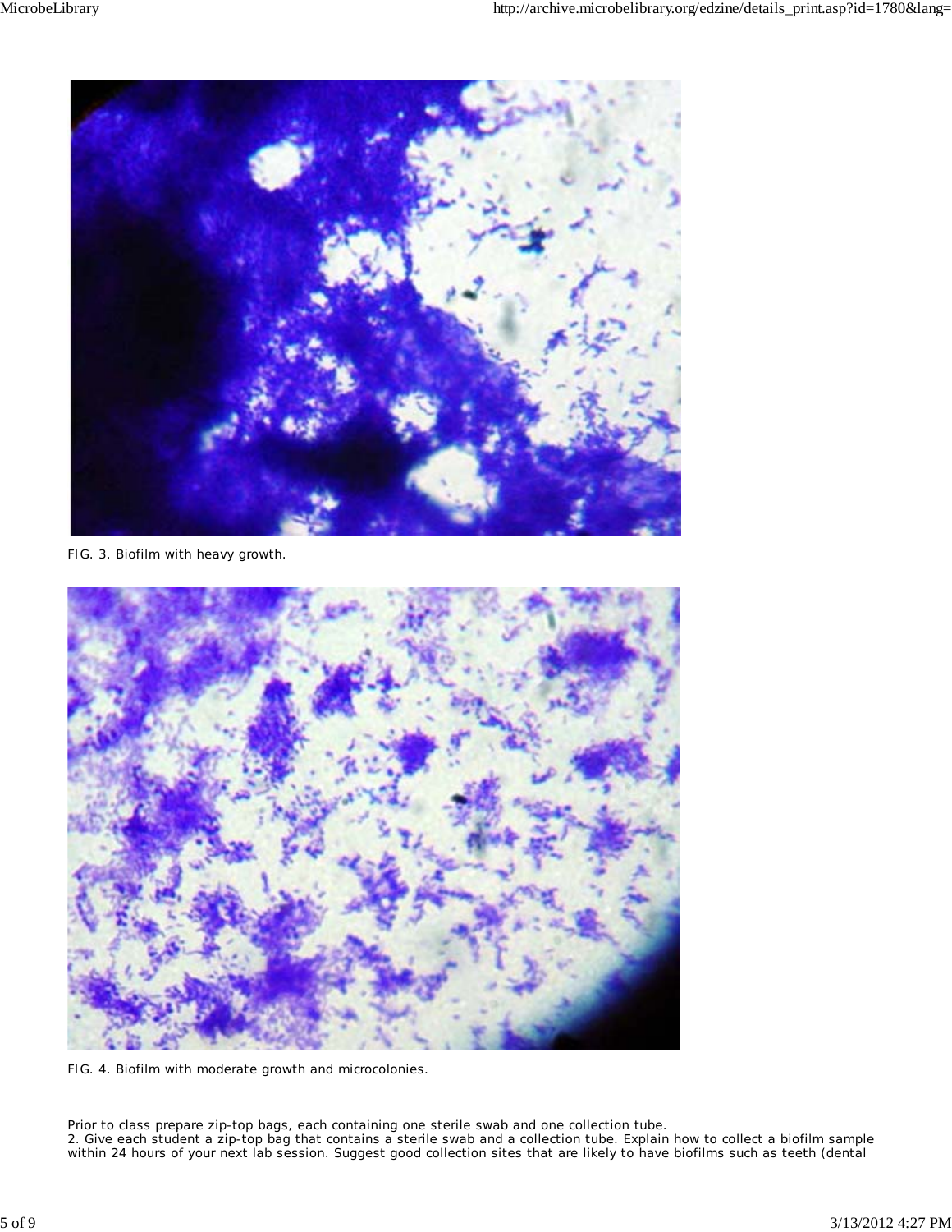FIG. 3. Biofilm with heavy growth.

FIG. 4. Biofilm with moderate growth and microcolonies.

Prior to class prepare zip-top bags, each containing one sterile swab and one collection tube.
2. Give each student a zip-top bag that contains a sterile swab and a collection tube. Explain how to collect a biofilm sample within 24 hours of your next lab session. Suggest good collection sites that are likely to have biofilms such as teeth (dental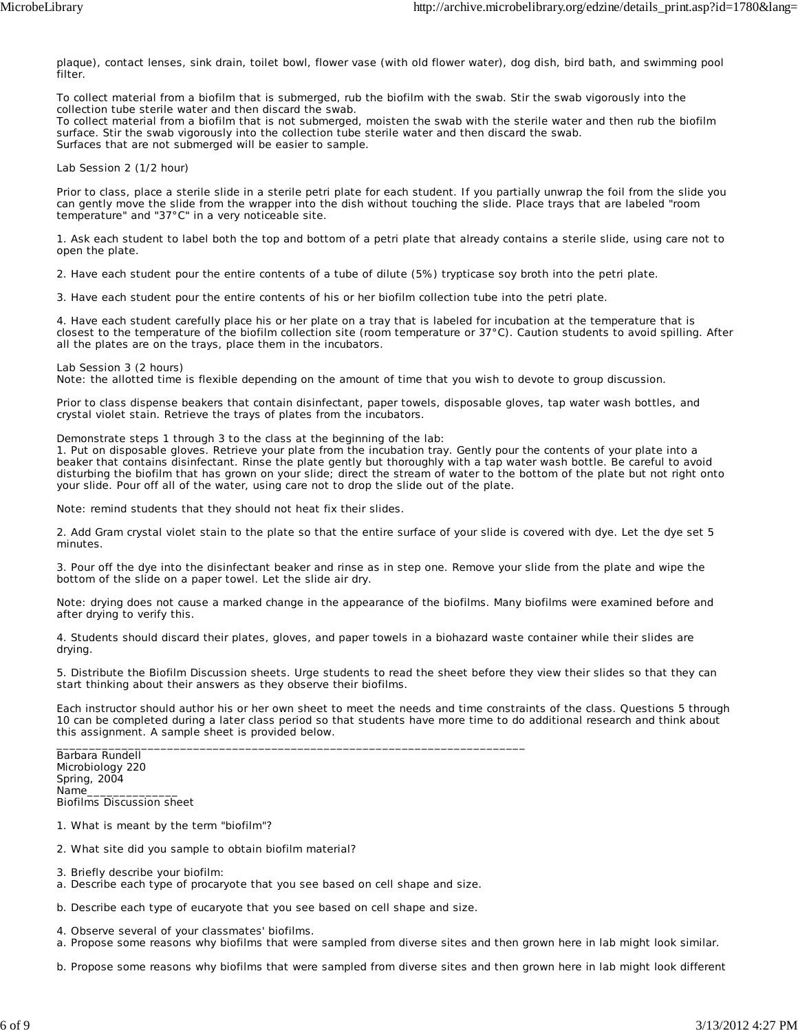plaque), contact lenses, sink drain, toilet bowl, flower vase (with old flower water), dog dish, bird bath, and swimming pool filter.

To collect material from a biofilm that is submerged, rub the biofilm with the swab. Stir the swab vigorously into the collection tube sterile water and then discard the swab.
To collect material from a biofilm that is not submerged, moisten the swab with the sterile water and then rub the biofilm surface. Stir the swab vigorously into the collection tube sterile water and then discard the swab.
Surfaces that are not submerged will be easier to sample.

Lab Session 2 (1/2 hour)

Prior to class, place a sterile slide in a sterile petri plate for each student. If you partially unwrap the foil from the slide you can gently move the slide from the wrapper into the dish without touching the slide. Place trays that are labeled "room temperature" and "37°C" in a very noticeable site.

1. Ask each student to label both the top and bottom of a petri plate that already contains a sterile slide, using care not to open the plate.

2. Have each student pour the entire contents of a tube of dilute (5%) trypticase soy broth into the petri plate.

3. Have each student pour the entire contents of his or her biofilm collection tube into the petri plate.

4. Have each student carefully place his or her plate on a tray that is labeled for incubation at the temperature that is closest to the temperature of the biofilm collection site (room temperature or 37°C). Caution students to avoid spilling. After all the plates are on the trays, place them in the incubators.

Lab Session 3 (2 hours)
Note: the allotted time is flexible depending on the amount of time that you wish to devote to group discussion.

Prior to class dispense beakers that contain disinfectant, paper towels, disposable gloves, tap water wash bottles, and crystal violet stain. Retrieve the trays of plates from the incubators.

Demonstrate steps 1 through 3 to the class at the beginning of the lab:
1. Put on disposable gloves. Retrieve your plate from the incubation tray. Gently pour the contents of your plate into a beaker that contains disinfectant. Rinse the plate gently but thoroughly with a tap water wash bottle. Be careful to avoid disturbing the biofilm that has grown on your slide; direct the stream of water to the bottom of the plate but not right onto your slide. Pour off all of the water, using care not to drop the slide out of the plate.

Note: remind students that they should not heat fix their slides.

2. Add Gram crystal violet stain to the plate so that the entire surface of your slide is covered with dye. Let the dye set 5 minutes.

3. Pour off the dye into the disinfectant beaker and rinse as in step one. Remove your slide from the plate and wipe the bottom of the slide on a paper towel. Let the slide air dry.

Note: drying does not cause a marked change in the appearance of the biofilms. Many biofilms were examined before and after drying to verify this.

4. Students should discard their plates, gloves, and paper towels in a biohazard waste container while their slides are drying.

5. Distribute the Biofilm Discussion sheets. Urge students to read the sheet before they view their slides so that they can start thinking about their answers as they observe their biofilms.

Each instructor should author his or her own sheet to meet the needs and time constraints of the class. Questions 5 through 10 can be completed during a later class period so that students have more time to do additional research and think about this assignment. A sample sheet is provided below.

___________________________________________________________________________

Barbara Rundell
Microbiology 220
Spring, 2004
Name______________
Biofilms Discussion sheet

1. What is meant by the term "biofilm"?

2. What site did you sample to obtain biofilm material?

3. Briefly describe your biofilm:
a. Describe each type of procaryote that you see based on cell shape and size.

b. Describe each type of eucaryote that you see based on cell shape and size.

4. Observe several of your classmates' biofilms.
a. Propose some reasons why biofilms that were sampled from diverse sites and then grown here in lab might look similar.

b. Propose some reasons why biofilms that were sampled from diverse sites and then grown here in lab might look different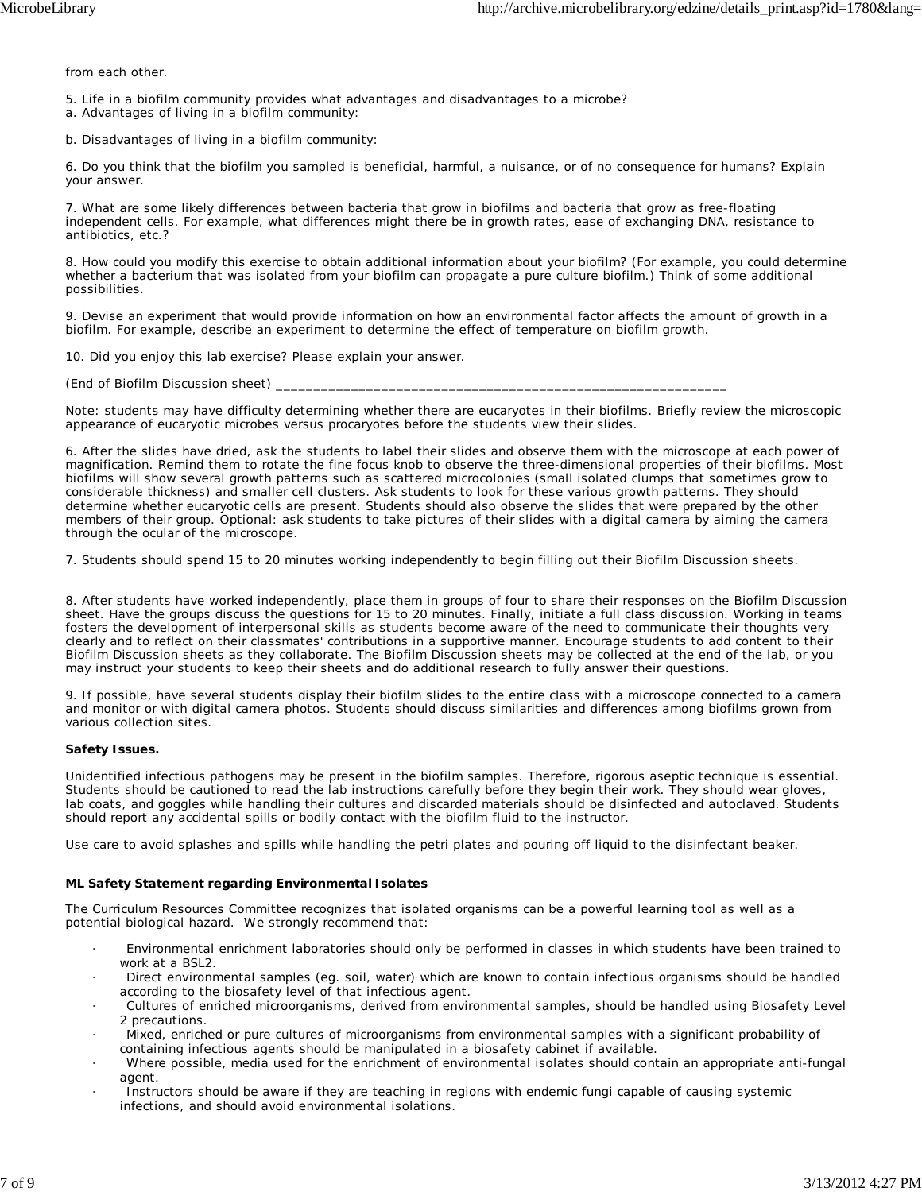from each other.

5. Life in a biofilm community provides what advantages and disadvantages to a microbe?
a. Advantages of living in a biofilm community:

b. Disadvantages of living in a biofilm community:

6. Do you think that the biofilm you sampled is beneficial, harmful, a nuisance, or of no consequence for humans? Explain your answer.

7. What are some likely differences between bacteria that grow in biofilms and bacteria that grow as free-floating independent cells. For example, what differences might there be in growth rates, ease of exchanging DNA, resistance to antibiotics, etc.?

8. How could you modify this exercise to obtain additional information about your biofilm? (For example, you could determine whether a bacterium that was isolated from your biofilm can propagate a pure culture biofilm.) Think of some additional possibilities.

9. Devise an experiment that would provide information on how an environmental factor affects the amount of growth in a biofilm. For example, describe an experiment to determine the effect of temperature on biofilm growth.

10. Did you enjoy this lab exercise? Please explain your answer.

(End of Biofilm Discussion sheet) ____________________________________________________________

Note: students may have difficulty determining whether there are eucaryotes in their biofilms. Briefly review the microscopic appearance of eucaryotic microbes versus procaryotes before the students view their slides.

6. After the slides have dried, ask the students to label their slides and observe them with the microscope at each power of magnification. Remind them to rotate the fine focus knob to observe the three-dimensional properties of their biofilms. Most biofilms will show several growth patterns such as scattered microcolonies (small isolated clumps that sometimes grow to considerable thickness) and smaller cell clusters. Ask students to look for these various growth patterns. They should determine whether eucaryotic cells are present. Students should also observe the slides that were prepared by the other members of their group. Optional: ask students to take pictures of their slides with a digital camera by aiming the camera through the ocular of the microscope.

7. Students should spend 15 to 20 minutes working independently to begin filling out their Biofilm Discussion sheets.

8. After students have worked independently, place them in groups of four to share their responses on the Biofilm Discussion sheet. Have the groups discuss the questions for 15 to 20 minutes. Finally, initiate a full class discussion. Working in teams fosters the development of interpersonal skills as students become aware of the need to communicate their thoughts very clearly and to reflect on their classmates' contributions in a supportive manner. Encourage students to add content to their Biofilm Discussion sheets as they collaborate. The Biofilm Discussion sheets may be collected at the end of the lab, or you may instruct your students to keep their sheets and do additional research to fully answer their questions.

9. If possible, have several students display their biofilm slides to the entire class with a microscope connected to a camera and monitor or with digital camera photos. Students should discuss similarities and differences among biofilms grown from various collection sites.

**Safety Issues.**

Unidentified infectious pathogens may be present in the biofilm samples. Therefore, rigorous aseptic technique is essential. Students should be cautioned to read the lab instructions carefully before they begin their work. They should wear gloves, lab coats, and goggles while handling their cultures and discarded materials should be disinfected and autoclaved. Students should report any accidental spills or bodily contact with the biofilm fluid to the instructor.

Use care to avoid splashes and spills while handling the petri plates and pouring off liquid to the disinfectant beaker.

**ML Safety Statement regarding Environmental Isolates**

The Curriculum Resources Committee recognizes that isolated organisms can be a powerful learning tool as well as a potential biological hazard. We strongly recommend that:

- Environmental enrichment laboratories should only be performed in classes in which students have been trained to work at a BSL2.
- Direct environmental samples (eg. soil, water) which are known to contain infectious organisms should be handled according to the biosafety level of that infectious agent.
- Cultures of enriched microorganisms, derived from environmental samples, should be handled using Biosafety Level 2 precautions.
- Mixed, enriched or pure cultures of microorganisms from environmental samples with a significant probability of containing infectious agents should be manipulated in a biosafety cabinet if available.
- Where possible, media used for the enrichment of environmental isolates should contain an appropriate anti-fungal agent.
- Instructors should be aware if they are teaching in regions with endemic fungi capable of causing systemic infections, and should avoid environmental isolations.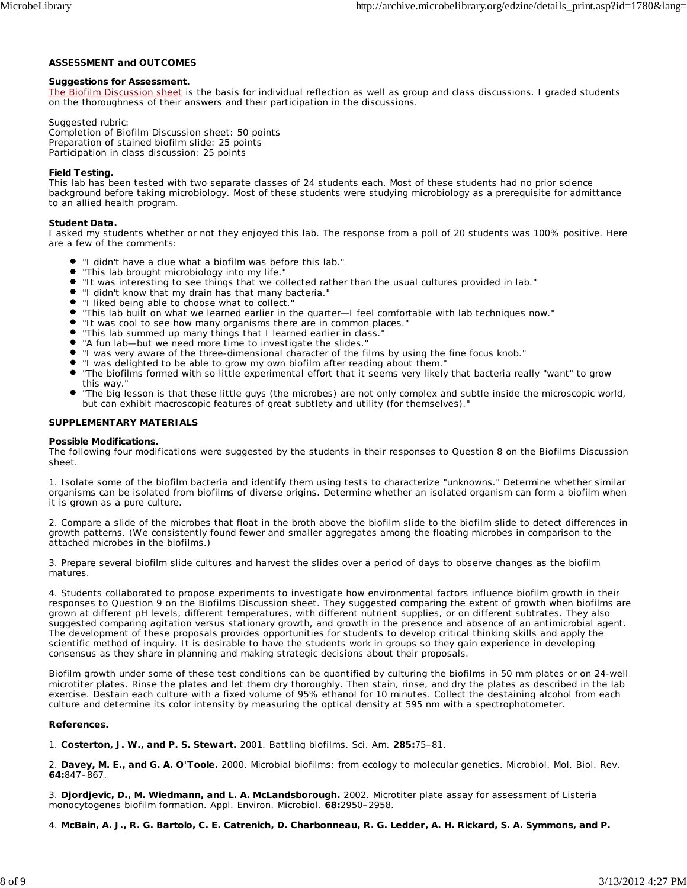**ASSESSMENT and OUTCOMES**

**Suggestions for Assessment.**
The Biofilm Discussion sheet is the basis for individual reflection as well as group and class discussions. I graded students on the thoroughness of their answers and their participation in the discussions.

Suggested rubric:
Completion of Biofilm Discussion sheet: 50 points
Preparation of stained biofilm slide: 25 points
Participation in class discussion: 25 points

**Field Testing.**
This lab has been tested with two separate classes of 24 students each. Most of these students had no prior science background before taking microbiology. Most of these students were studying microbiology as a prerequisite for admittance to an allied health program.

**Student Data.**
I asked my students whether or not they enjoyed this lab. The response from a poll of 20 students was 100% positive. Here are a few of the comments:

- "I didn't have a clue what a biofilm was before this lab."
- "This lab brought microbiology into my life."
- "It was interesting to see things that we collected rather than the usual cultures provided in lab."
- "I didn't know that my drain has that many bacteria."
- "I liked being able to choose what to collect."
- "This lab built on what we learned earlier in the quarter—I feel comfortable with lab techniques now."
- "It was cool to see how many organisms there are in common places."
- "This lab summed up many things that I learned earlier in class."
- "A fun lab—but we need more time to investigate the slides."
- "I was very aware of the three-dimensional character of the films by using the fine focus knob."
- "I was delighted to be able to grow my own biofilm after reading about them."
- "The biofilms formed with so little experimental effort that it seems very likely that bacteria really "want" to grow this way."
- "The big lesson is that these little guys (the microbes) are not only complex and subtle inside the microscopic world, but can exhibit macroscopic features of great subtlety and utility (for themselves)."

**SUPPLEMENTARY MATERIALS**

**Possible Modifications.**
The following four modifications were suggested by the students in their responses to Question 8 on the Biofilms Discussion sheet.

1. Isolate some of the biofilm bacteria and identify them using tests to characterize "unknowns." Determine whether similar organisms can be isolated from biofilms of diverse origins. Determine whether an isolated organism can form a biofilm when it is grown as a pure culture.

2. Compare a slide of the microbes that float in the broth above the biofilm slide to the biofilm slide to detect differences in growth patterns. (We consistently found fewer and smaller aggregates among the floating microbes in comparison to the attached microbes in the biofilms.)

3. Prepare several biofilm slide cultures and harvest the slides over a period of days to observe changes as the biofilm matures.

4. Students collaborated to propose experiments to investigate how environmental factors influence biofilm growth in their responses to Question 9 on the Biofilms Discussion sheet. They suggested comparing the extent of growth when biofilms are grown at different pH levels, different temperatures, with different nutrient supplies, or on different subtrates. They also suggested comparing agitation versus stationary growth, and growth in the presence and absence of an antimicrobial agent. The development of these proposals provides opportunities for students to develop critical thinking skills and apply the scientific method of inquiry. It is desirable to have the students work in groups so they gain experience in developing consensus as they share in planning and making strategic decisions about their proposals.

Biofilm growth under some of these test conditions can be quantified by culturing the biofilms in 50 mm plates or on 24-well microtiter plates. Rinse the plates and let them dry thoroughly. Then stain, rinse, and dry the plates as described in the lab exercise. Destain each culture with a fixed volume of 95% ethanol for 10 minutes. Collect the destaining alcohol from each culture and determine its color intensity by measuring the optical density at 595 nm with a spectrophotometer.

**References.**

1. **Costerton, J. W., and P. S. Stewart.** 2001. Battling biofilms. Sci. Am. **285:**75–81.

2. **Davey, M. E., and G. A. O'Toole.** 2000. Microbial biofilms: from ecology to molecular genetics. Microbiol. Mol. Biol. Rev. **64:**847–867.

3. **Djordjevic, D., M. Wiedmann, and L. A. McLandsborough.** 2002. Microtiter plate assay for assessment of Listeria monocytogenes biofilm formation. Appl. Environ. Microbiol. **68:**2950–2958.

4. **McBain, A. J., R. G. Bartolo, C. E. Catrenich, D. Charbonneau, R. G. Ledder, A. H. Rickard, S. A. Symmons, and P.**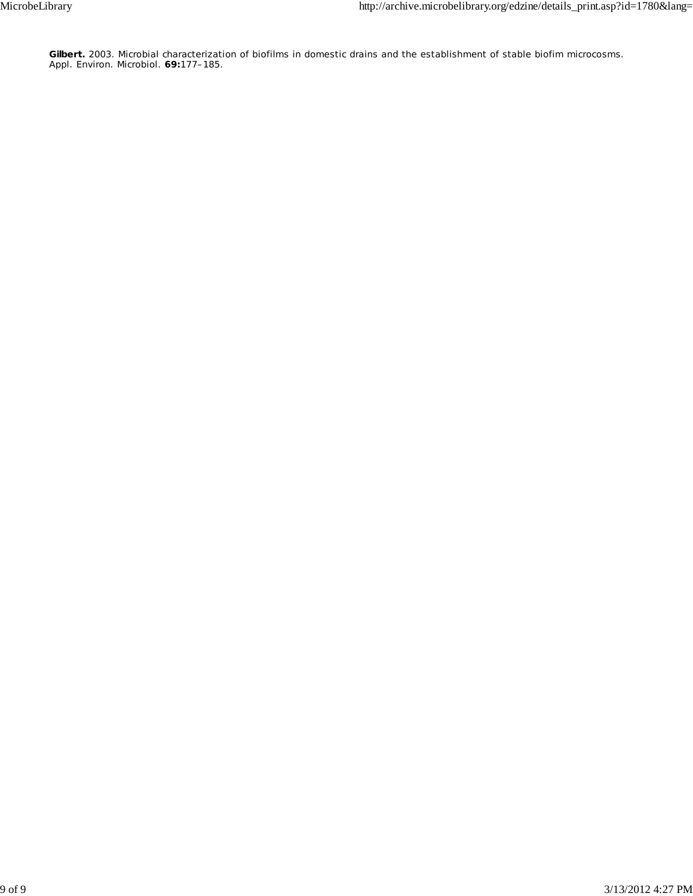**Gilbert.** 2003. Microbial characterization of biofilms in domestic drains and the establishment of stable biofim microcosms. Appl. Environ. Microbiol. **69:**177–185.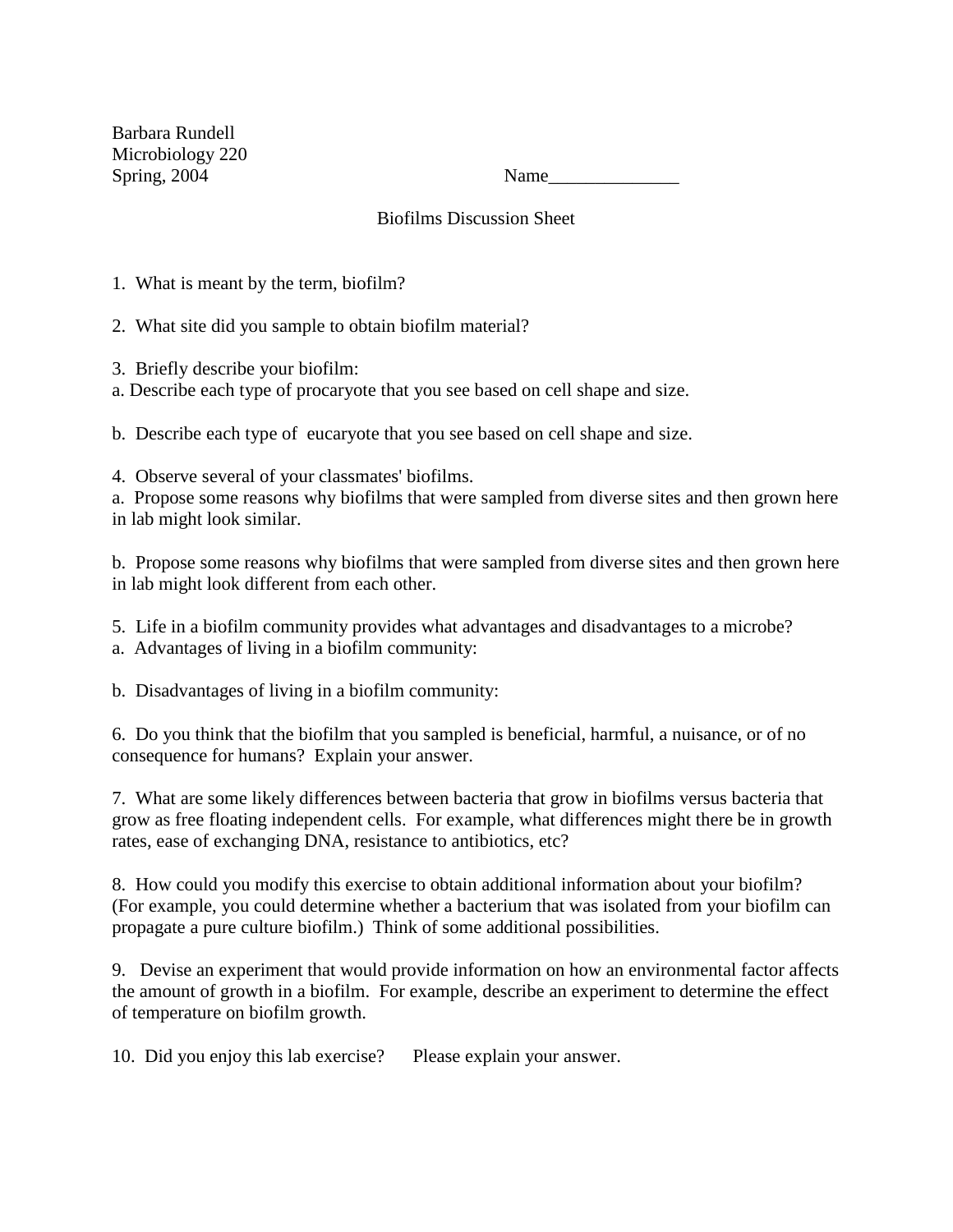Barbara Rundell
Microbiology 220
Spring, 2004 Name______________

## Biofilms Discussion Sheet

1. What is meant by the term, biofilm?

2. What site did you sample to obtain biofilm material?

3. Briefly describe your biofilm:
a. Describe each type of procaryote that you see based on cell shape and size.

b. Describe each type of eucaryote that you see based on cell shape and size.

4. Observe several of your classmates' biofilms.
a. Propose some reasons why biofilms that were sampled from diverse sites and then grown here in lab might look similar.

b. Propose some reasons why biofilms that were sampled from diverse sites and then grown here in lab might look different from each other.

5. Life in a biofilm community provides what advantages and disadvantages to a microbe?
a. Advantages of living in a biofilm community:

b. Disadvantages of living in a biofilm community:

6. Do you think that the biofilm that you sampled is beneficial, harmful, a nuisance, or of no consequence for humans? Explain your answer.

7. What are some likely differences between bacteria that grow in biofilms versus bacteria that grow as free floating independent cells. For example, what differences might there be in growth rates, ease of exchanging DNA, resistance to antibiotics, etc?

8. How could you modify this exercise to obtain additional information about your biofilm? (For example, you could determine whether a bacterium that was isolated from your biofilm can propagate a pure culture biofilm.) Think of some additional possibilities.

9. Devise an experiment that would provide information on how an environmental factor affects the amount of growth in a biofilm. For example, describe an experiment to determine the effect of temperature on biofilm growth.

10. Did you enjoy this lab exercise? Please explain your answer.